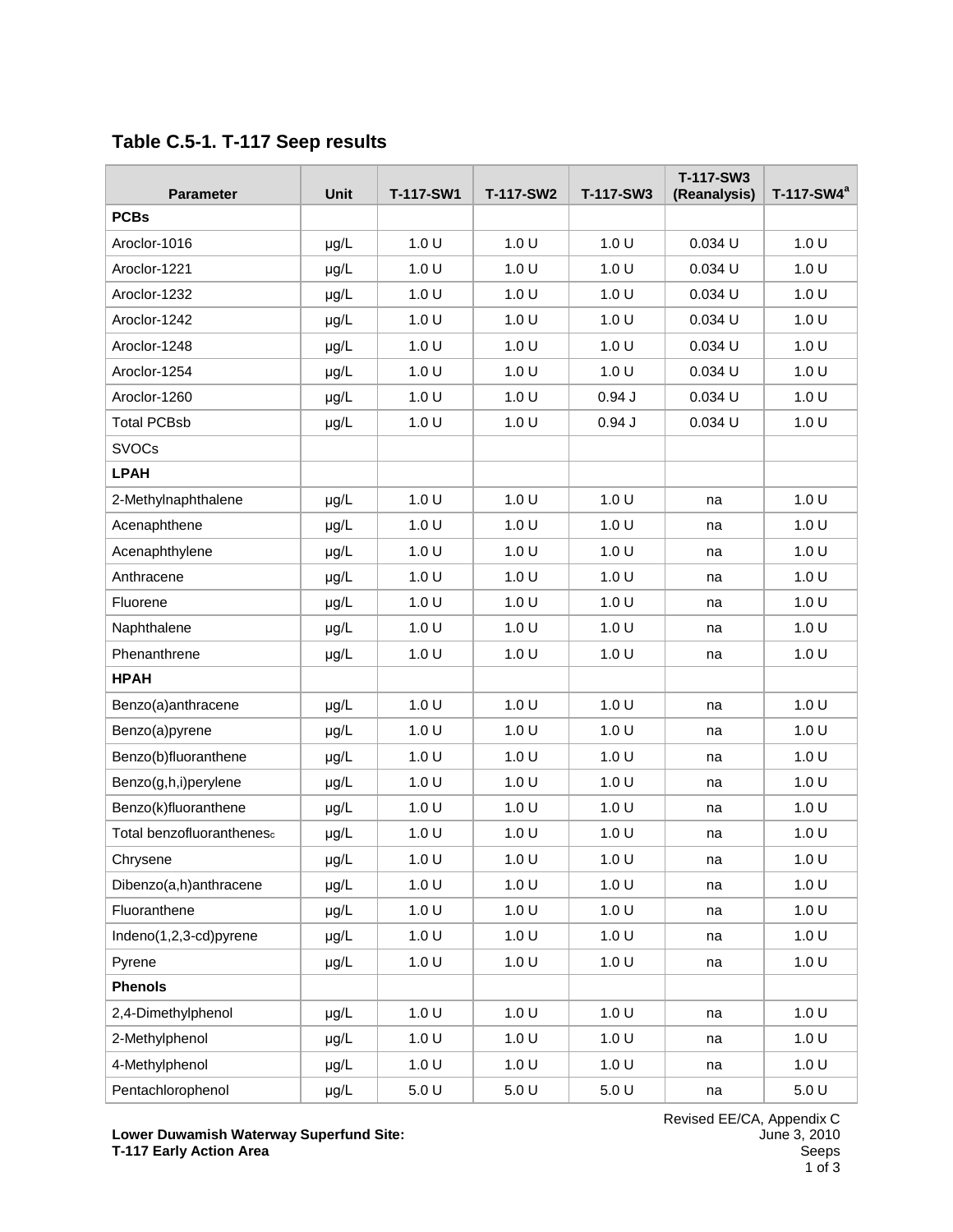## Table C.5-1. T-117 Seep results

| Parameter | Unit | T-117-SW1 | T-117-SW2 | T-117-SW3 | T-117-SW3 (Reanalysis) | T-117-SW4[a] |
|---|---|---|---|---|---|---|
| **PCBs** | | | | | | |
| Aroclor-1016 | µg/L | 1.0 U | 1.0 U | 1.0 U | 0.034 U | 1.0 U |
| Aroclor-1221 | µg/L | 1.0 U | 1.0 U | 1.0 U | 0.034 U | 1.0 U |
| Aroclor-1232 | µg/L | 1.0 U | 1.0 U | 1.0 U | 0.034 U | 1.0 U |
| Aroclor-1242 | µg/L | 1.0 U | 1.0 U | 1.0 U | 0.034 U | 1.0 U |
| Aroclor-1248 | µg/L | 1.0 U | 1.0 U | 1.0 U | 0.034 U | 1.0 U |
| Aroclor-1254 | µg/L | 1.0 U | 1.0 U | 1.0 U | 0.034 U | 1.0 U |
| Aroclor-1260 | µg/L | 1.0 U | 1.0 U | 0.94 J | 0.034 U | 1.0 U |
| Total PCBs[b] | µg/L | 1.0 U | 1.0 U | 0.94 J | 0.034 U | 1.0 U |
| SVOCs | | | | | | |
| **LPAH** | | | | | | |
| 2-Methylnaphthalene | µg/L | 1.0 U | 1.0 U | 1.0 U | na | 1.0 U |
| Acenaphthene | µg/L | 1.0 U | 1.0 U | 1.0 U | na | 1.0 U |
| Acenaphthylene | µg/L | 1.0 U | 1.0 U | 1.0 U | na | 1.0 U |
| Anthracene | µg/L | 1.0 U | 1.0 U | 1.0 U | na | 1.0 U |
| Fluorene | µg/L | 1.0 U | 1.0 U | 1.0 U | na | 1.0 U |
| Naphthalene | µg/L | 1.0 U | 1.0 U | 1.0 U | na | 1.0 U |
| Phenanthrene | µg/L | 1.0 U | 1.0 U | 1.0 U | na | 1.0 U |
| **HPAH** | | | | | | |
| Benzo(a)anthracene | µg/L | 1.0 U | 1.0 U | 1.0 U | na | 1.0 U |
| Benzo(a)pyrene | µg/L | 1.0 U | 1.0 U | 1.0 U | na | 1.0 U |
| Benzo(b)fluoranthene | µg/L | 1.0 U | 1.0 U | 1.0 U | na | 1.0 U |
| Benzo(g,h,i)perylene | µg/L | 1.0 U | 1.0 U | 1.0 U | na | 1.0 U |
| Benzo(k)fluoranthene | µg/L | 1.0 U | 1.0 U | 1.0 U | na | 1.0 U |
| Total benzofluoranthenes[c] | µg/L | 1.0 U | 1.0 U | 1.0 U | na | 1.0 U |
| Chrysene | µg/L | 1.0 U | 1.0 U | 1.0 U | na | 1.0 U |
| Dibenzo(a,h)anthracene | µg/L | 1.0 U | 1.0 U | 1.0 U | na | 1.0 U |
| Fluoranthene | µg/L | 1.0 U | 1.0 U | 1.0 U | na | 1.0 U |
| Indeno(1,2,3-cd)pyrene | µg/L | 1.0 U | 1.0 U | 1.0 U | na | 1.0 U |
| Pyrene | µg/L | 1.0 U | 1.0 U | 1.0 U | na | 1.0 U |
| **Phenols** | | | | | | |
| 2,4-Dimethylphenol | µg/L | 1.0 U | 1.0 U | 1.0 U | na | 1.0 U |
| 2-Methylphenol | µg/L | 1.0 U | 1.0 U | 1.0 U | na | 1.0 U |
| 4-Methylphenol | µg/L | 1.0 U | 1.0 U | 1.0 U | na | 1.0 U |
| Pentachlorophenol | µg/L | 5.0 U | 5.0 U | 5.0 U | na | 5.0 U |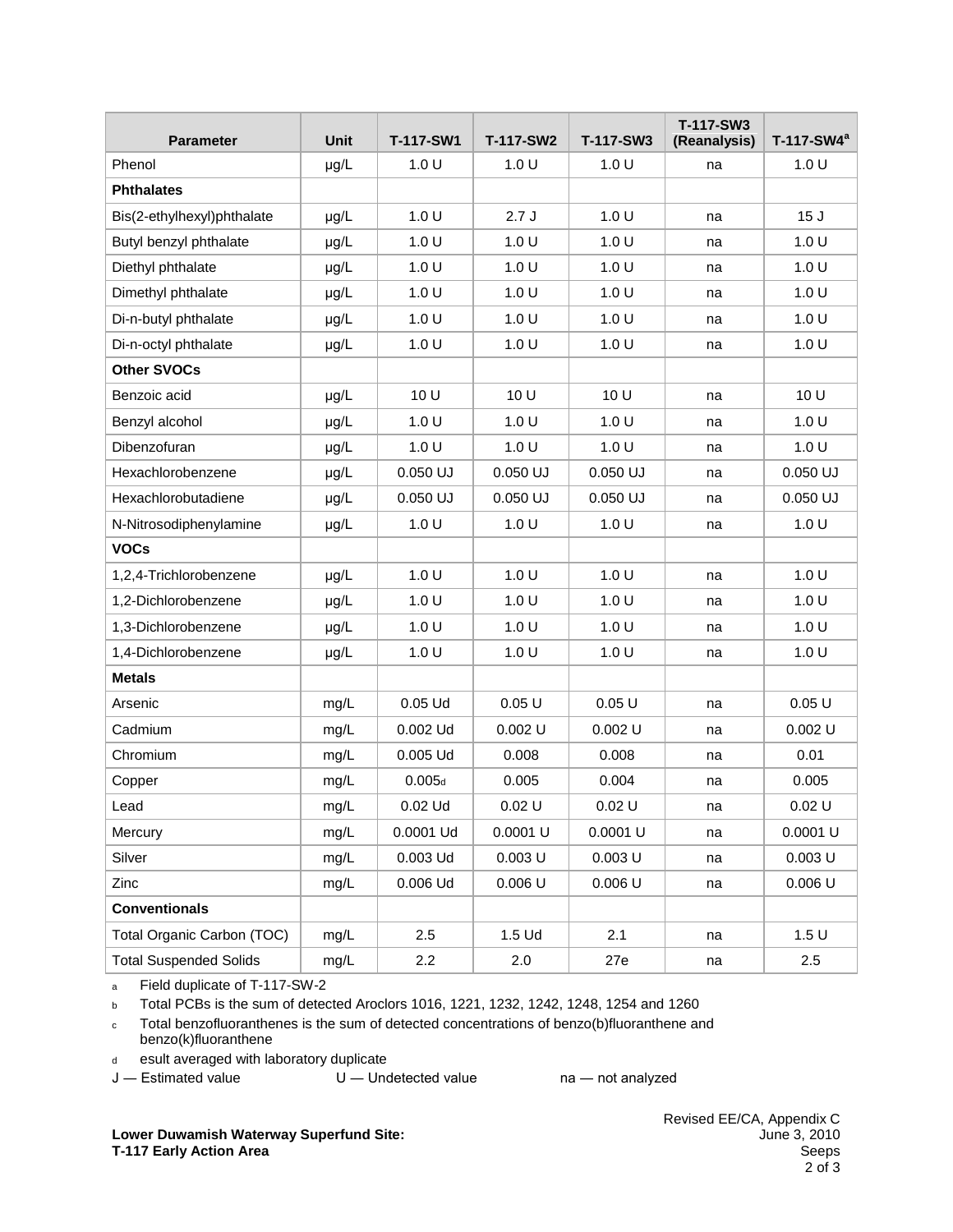| Parameter | Unit | T-117-SW1 | T-117-SW2 | T-117-SW3 | T-117-SW3 (Reanalysis) | T-117-SW4[a] |
|---|---|---|---|---|---|---|
| Phenol | µg/L | 1.0 U | 1.0 U | 1.0 U | na | 1.0 U |
| **Phthalates** | | | | | | |
| Bis(2-ethylhexyl)phthalate | µg/L | 1.0 U | 2.7 J | 1.0 U | na | 15 J |
| Butyl benzyl phthalate | µg/L | 1.0 U | 1.0 U | 1.0 U | na | 1.0 U |
| Diethyl phthalate | µg/L | 1.0 U | 1.0 U | 1.0 U | na | 1.0 U |
| Dimethyl phthalate | µg/L | 1.0 U | 1.0 U | 1.0 U | na | 1.0 U |
| Di-n-butyl phthalate | µg/L | 1.0 U | 1.0 U | 1.0 U | na | 1.0 U |
| Di-n-octyl phthalate | µg/L | 1.0 U | 1.0 U | 1.0 U | na | 1.0 U |
| **Other SVOCs** | | | | | | |
| Benzoic acid | µg/L | 10 U | 10 U | 10 U | na | 10 U |
| Benzyl alcohol | µg/L | 1.0 U | 1.0 U | 1.0 U | na | 1.0 U |
| Dibenzofuran | µg/L | 1.0 U | 1.0 U | 1.0 U | na | 1.0 U |
| Hexachlorobenzene | µg/L | 0.050 UJ | 0.050 UJ | 0.050 UJ | na | 0.050 UJ |
| Hexachlorobutadiene | µg/L | 0.050 UJ | 0.050 UJ | 0.050 UJ | na | 0.050 UJ |
| N-Nitrosodiphenylamine | µg/L | 1.0 U | 1.0 U | 1.0 U | na | 1.0 U |
| **VOCs** | | | | | | |
| 1,2,4-Trichlorobenzene | µg/L | 1.0 U | 1.0 U | 1.0 U | na | 1.0 U |
| 1,2-Dichlorobenzene | µg/L | 1.0 U | 1.0 U | 1.0 U | na | 1.0 U |
| 1,3-Dichlorobenzene | µg/L | 1.0 U | 1.0 U | 1.0 U | na | 1.0 U |
| 1,4-Dichlorobenzene | µg/L | 1.0 U | 1.0 U | 1.0 U | na | 1.0 U |
| **Metals** | | | | | | |
| Arsenic | mg/L | 0.05 Ud | 0.05 U | 0.05 U | na | 0.05 U |
| Cadmium | mg/L | 0.002 Ud | 0.002 U | 0.002 U | na | 0.002 U |
| Chromium | mg/L | 0.005 Ud | 0.008 | 0.008 | na | 0.01 |
| Copper | mg/L | 0.005d | 0.005 | 0.004 | na | 0.005 |
| Lead | mg/L | 0.02 Ud | 0.02 U | 0.02 U | na | 0.02 U |
| Mercury | mg/L | 0.0001 Ud | 0.0001 U | 0.0001 U | na | 0.0001 U |
| Silver | mg/L | 0.003 Ud | 0.003 U | 0.003 U | na | 0.003 U |
| Zinc | mg/L | 0.006 Ud | 0.006 U | 0.006 U | na | 0.006 U |
| **Conventionals** | | | | | | |
| Total Organic Carbon (TOC) | mg/L | 2.5 | 1.5 Ud | 2.1 | na | 1.5 U |
| Total Suspended Solids | mg/L | 2.2 | 2.0 | 27e | na | 2.5 |

a Field duplicate of T-117-SW-2

b Total PCBs is the sum of detected Aroclors 1016, 1221, 1232, 1242, 1248, 1254 and 1260

c Total benzofluoranthenes is the sum of detected concentrations of benzo(b)fluoranthene and benzo(k)fluoranthene

d esult averaged with laboratory duplicate

J — Estimated value U — Undetected value na — not analyzed